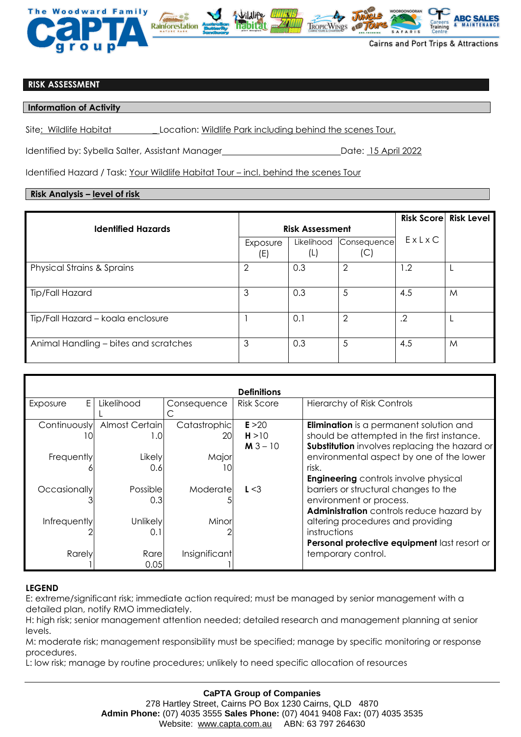The Woodward Family CaPTA group

Cairns and Port Trips & Attractions

## RISK ASSESSMENT

### Information of Activity

Site: Wildlife Habitat Location: Wildlife Park including behind the scenes Tour.

Identified by: Sybella Salter, Assistant Manager Date: 15 April 2022

Identified Hazard / Task: Your Wildlife Habitat Tour – incl. behind the scenes Tour

### Risk Analysis – level of risk

| Identified Hazards | Risk Assessment | | | Risk Score | Risk Level |
|---|---|---|---|---|---|
| | Exposure (E) | Likelihood (L) | Consequence (C) | E x L x C | |
| Physical Strains & Sprains | 2 | 0.3 | 2 | 1.2 | L |
| Tip/Fall Hazard | 3 | 0.3 | 5 | 4.5 | M |
| Tip/Fall Hazard – koala enclosure | 1 | 0.1 | 2 | .2 | L |
| Animal Handling – bites and scratches | 3 | 0.3 | 5 | 4.5 | M |

**Definitions**

| Exposure E | Likelihood L | Consequence C | Risk Score | Hierarchy of Risk Controls |
|---|---|---|---|---|
| Continuously 10 | Almost Certain 1.0 | Catastrophic 20 | **E** >20<br>**H** >10<br>**M** 3 – 10 | **Elimination** is a permanent solution and should be attempted in the first instance.<br>**Substitution** involves replacing the hazard or environmental aspect by one of the lower risk. |
| Frequently 6 | Likely 0.6 | Major 10 | | |
| Occasionally 3 | Possible 0.3 | Moderate 5 | **L** <3 | **Engineering** controls involve physical barriers or structural changes to the environment or process. |
| Infrequently 2 | Unlikely 0.1 | Minor 2 | | **Administration** controls reduce hazard by altering procedures and providing instructions |
| Rarely 1 | Rare 0.05 | Insignificant 1 | | **Personal protective equipment** last resort or temporary control. |

**LEGEND**

E: extreme/significant risk; immediate action required; must be managed by senior management with a detailed plan, notify RMO immediately.
H: high risk; senior management attention needed; detailed research and management planning at senior levels.
M: moderate risk; management responsibility must be specified; manage by specific monitoring or response procedures.
L: low risk; manage by routine procedures; unlikely to need specific allocation of resources

**CaPTA Group of Companies**
278 Hartley Street, Cairns PO Box 1230 Cairns, QLD 4870
**Admin Phone:** (07) 4035 3555 **Sales Phone:** (07) 4041 9408 Fax**:** (07) 4035 3535
Website: www.capta.com.au ABN: 63 797 264630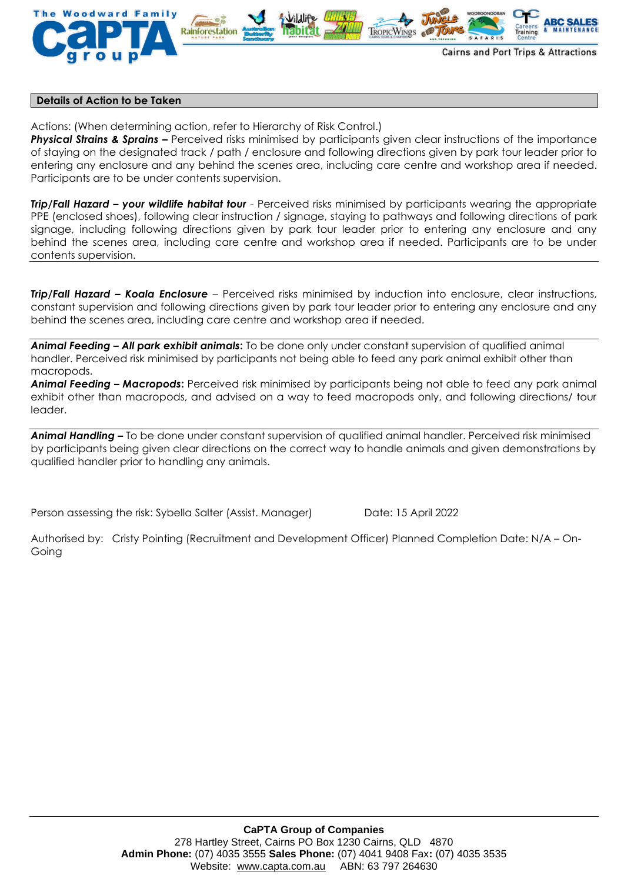**Details of Action to be Taken**

Actions: (When determining action, refer to Hierarchy of Risk Control.)

***Physical Strains & Sprains –*** Perceived risks minimised by participants given clear instructions of the importance of staying on the designated track / path / enclosure and following directions given by park tour leader prior to entering any enclosure and any behind the scenes area, including care centre and workshop area if needed. Participants are to be under contents supervision.

***Trip/Fall Hazard – your wildlife habitat tour*** - Perceived risks minimised by participants wearing the appropriate PPE (enclosed shoes), following clear instruction / signage, staying to pathways and following directions of park signage, including following directions given by park tour leader prior to entering any enclosure and any behind the scenes area, including care centre and workshop area if needed. Participants are to be under contents supervision.

***Trip/Fall Hazard – Koala Enclosure*** – Perceived risks minimised by induction into enclosure, clear instructions, constant supervision and following directions given by park tour leader prior to entering any enclosure and any behind the scenes area, including care centre and workshop area if needed.

***Animal Feeding – All park exhibit animals*:** To be done only under constant supervision of qualified animal handler. Perceived risk minimised by participants not being able to feed any park animal exhibit other than macropods.

***Animal Feeding – Macropods*:** Perceived risk minimised by participants being not able to feed any park animal exhibit other than macropods, and advised on a way to feed macropods only, and following directions/ tour leader.

***Animal Handling –*** To be done under constant supervision of qualified animal handler. Perceived risk minimised by participants being given clear directions on the correct way to handle animals and given demonstrations by qualified handler prior to handling any animals.

Person assessing the risk: Sybella Salter (Assist. Manager) Date: 15 April 2022

Authorised by: Cristy Pointing (Recruitment and Development Officer) Planned Completion Date: N/A – On-Going

**CaPTA Group of Companies**
278 Hartley Street, Cairns PO Box 1230 Cairns, QLD 4870
**Admin Phone:** (07) 4035 3555 **Sales Phone:** (07) 4041 9408 Fax**:** (07) 4035 3535
Website: www.capta.com.au ABN: 63 797 264630